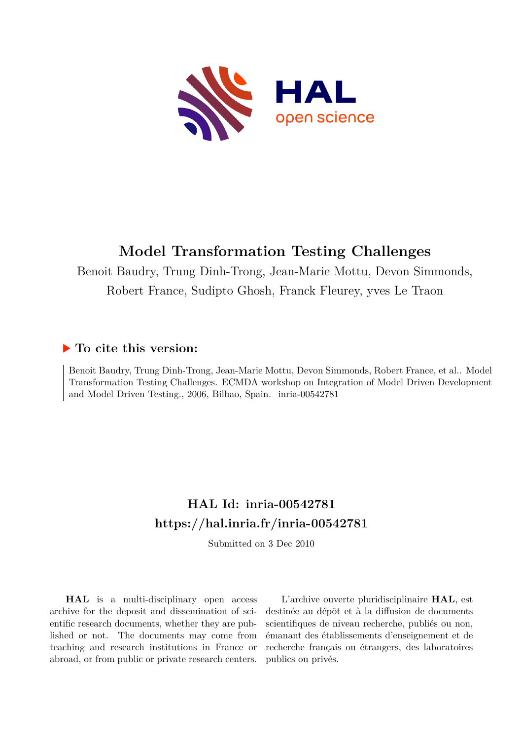# Model Transformation Testing Challenges

Benoit Baudry, Trung Dinh-Trong, Jean-Marie Mottu, Devon Simmonds, Robert France, Sudipto Ghosh, Franck Fleurey, yves Le Traon

## ▶ To cite this version:

Benoit Baudry, Trung Dinh-Trong, Jean-Marie Mottu, Devon Simmonds, Robert France, et al.. Model Transformation Testing Challenges. ECMDA workshop on Integration of Model Driven Development and Model Driven Testing., 2006, Bilbao, Spain. inria-00542781

## HAL Id: inria-00542781
## https://hal.inria.fr/inria-00542781

Submitted on 3 Dec 2010

**HAL** is a multi-disciplinary open access archive for the deposit and dissemination of scientific research documents, whether they are published or not. The documents may come from teaching and research institutions in France or abroad, or from public or private research centers.

L'archive ouverte pluridisciplinaire **HAL**, est destinée au dépôt et à la diffusion de documents scientifiques de niveau recherche, publiés ou non, émanant des établissements d'enseignement et de recherche français ou étrangers, des laboratoires publics ou privés.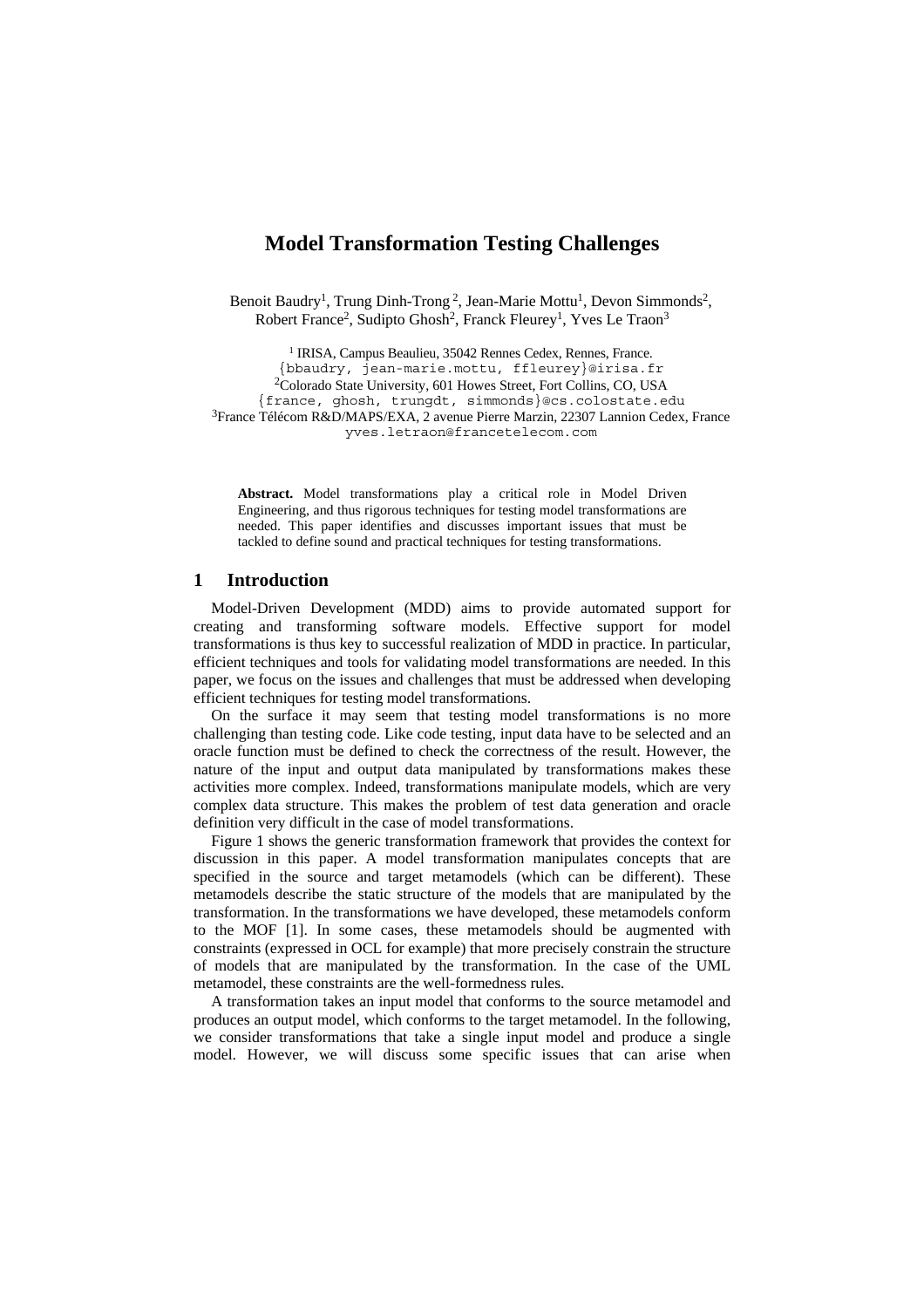# Model Transformation Testing Challenges

Benoit Baudry[1], Trung Dinh-Trong[2], Jean-Marie Mottu[1], Devon Simmonds[2], Robert France[2], Sudipto Ghosh[2], Franck Fleurey[1], Yves Le Traon[3]

[1] IRISA, Campus Beaulieu, 35042 Rennes Cedex, Rennes, France.
{bbaudry, jean-marie.mottu, ffleurey}@irisa.fr
[2]Colorado State University, 601 Howes Street, Fort Collins, CO, USA
{france, ghosh, trungdt, simmonds}@cs.colostate.edu
[3]France Télécom R&D/MAPS/EXA, 2 avenue Pierre Marzin, 22307 Lannion Cedex, France
yves.letraon@francetelecom.com

**Abstract.** Model transformations play a critical role in Model Driven Engineering, and thus rigorous techniques for testing model transformations are needed. This paper identifies and discusses important issues that must be tackled to define sound and practical techniques for testing transformations.

## 1 Introduction

Model-Driven Development (MDD) aims to provide automated support for creating and transforming software models. Effective support for model transformations is thus key to successful realization of MDD in practice. In particular, efficient techniques and tools for validating model transformations are needed. In this paper, we focus on the issues and challenges that must be addressed when developing efficient techniques for testing model transformations.

On the surface it may seem that testing model transformations is no more challenging than testing code. Like code testing, input data have to be selected and an oracle function must be defined to check the correctness of the result. However, the nature of the input and output data manipulated by transformations makes these activities more complex. Indeed, transformations manipulate models, which are very complex data structure. This makes the problem of test data generation and oracle definition very difficult in the case of model transformations.

Figure 1 shows the generic transformation framework that provides the context for discussion in this paper. A model transformation manipulates concepts that are specified in the source and target metamodels (which can be different). These metamodels describe the static structure of the models that are manipulated by the transformation. In the transformations we have developed, these metamodels conform to the MOF [1]. In some cases, these metamodels should be augmented with constraints (expressed in OCL for example) that more precisely constrain the structure of models that are manipulated by the transformation. In the case of the UML metamodel, these constraints are the well-formedness rules.

A transformation takes an input model that conforms to the source metamodel and produces an output model, which conforms to the target metamodel. In the following, we consider transformations that take a single input model and produce a single model. However, we will discuss some specific issues that can arise when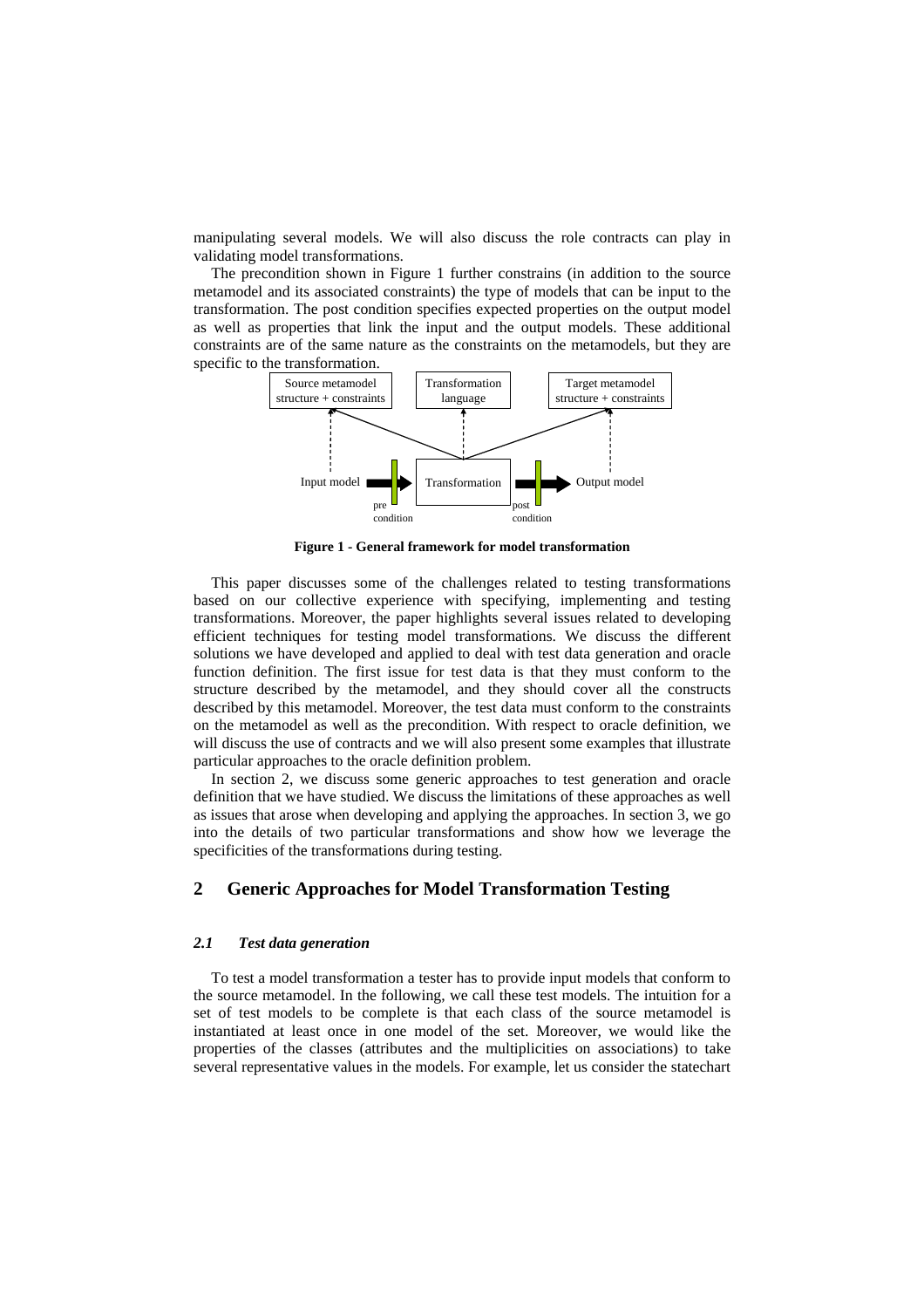manipulating several models. We will also discuss the role contracts can play in validating model transformations.

The precondition shown in Figure 1 further constrains (in addition to the source metamodel and its associated constraints) the type of models that can be input to the transformation. The post condition specifies expected properties on the output model as well as properties that link the input and the output models. These additional constraints are of the same nature as the constraints on the metamodels, but they are specific to the transformation.

**Figure 1 - General framework for model transformation**

This paper discusses some of the challenges related to testing transformations based on our collective experience with specifying, implementing and testing transformations. Moreover, the paper highlights several issues related to developing efficient techniques for testing model transformations. We discuss the different solutions we have developed and applied to deal with test data generation and oracle function definition. The first issue for test data is that they must conform to the structure described by the metamodel, and they should cover all the constructs described by this metamodel. Moreover, the test data must conform to the constraints on the metamodel as well as the precondition. With respect to oracle definition, we will discuss the use of contracts and we will also present some examples that illustrate particular approaches to the oracle definition problem.

In section 2, we discuss some generic approaches to test generation and oracle definition that we have studied. We discuss the limitations of these approaches as well as issues that arose when developing and applying the approaches. In section 3, we go into the details of two particular transformations and show how we leverage the specificities of the transformations during testing.

## 2 Generic Approaches for Model Transformation Testing

### *2.1 Test data generation*

To test a model transformation a tester has to provide input models that conform to the source metamodel. In the following, we call these test models. The intuition for a set of test models to be complete is that each class of the source metamodel is instantiated at least once in one model of the set. Moreover, we would like the properties of the classes (attributes and the multiplicities on associations) to take several representative values in the models. For example, let us consider the statechart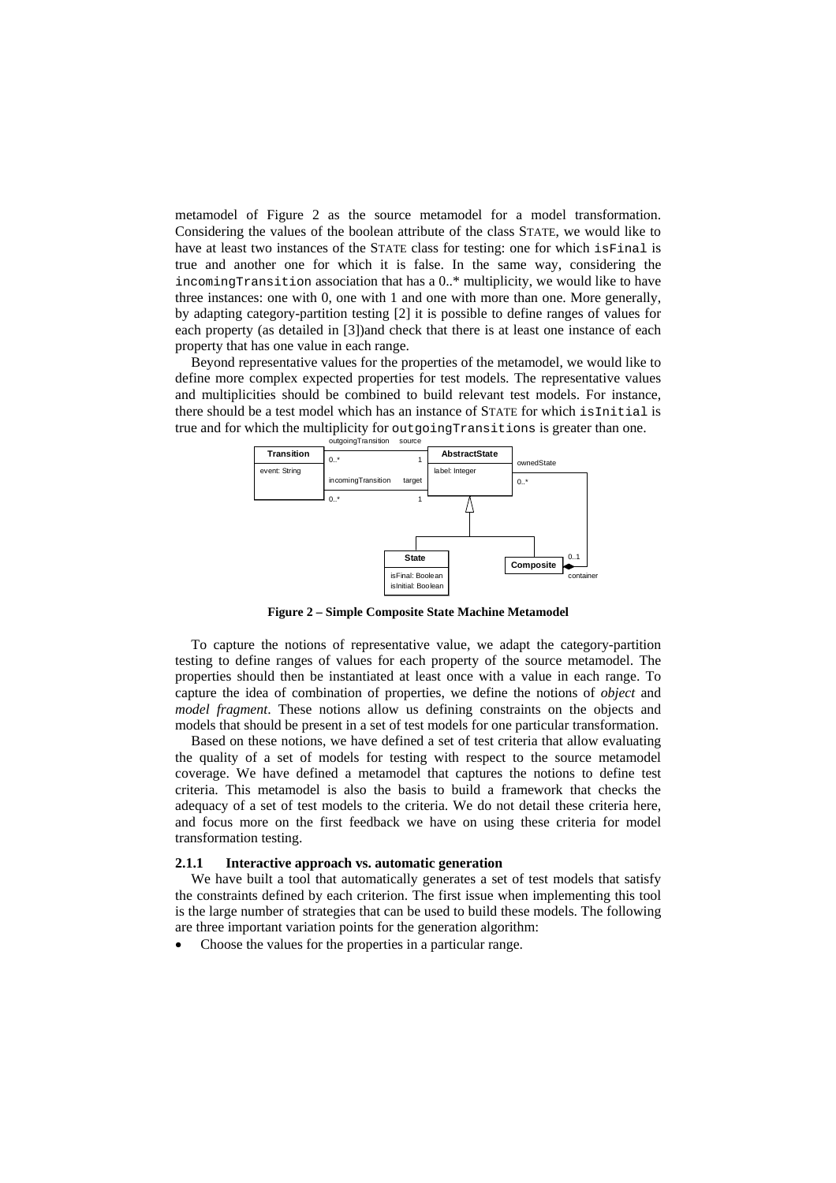metamodel of Figure 2 as the source metamodel for a model transformation. Considering the values of the boolean attribute of the class STATE, we would like to have at least two instances of the STATE class for testing: one for which `isFinal` is true and another one for which it is false. In the same way, considering the `incomingTransition` association that has a 0..* multiplicity, we would like to have three instances: one with 0, one with 1 and one with more than one. More generally, by adapting category-partition testing [2] it is possible to define ranges of values for each property (as detailed in [3])and check that there is at least one instance of each property that has one value in each range.

Beyond representative values for the properties of the metamodel, we would like to define more complex expected properties for test models. The representative values and multiplicities should be combined to build relevant test models. For instance, there should be a test model which has an instance of STATE for which `isInitial` is true and for which the multiplicity for `outgoingTransitions` is greater than one.

**Figure 2 – Simple Composite State Machine Metamodel**

To capture the notions of representative value, we adapt the category-partition testing to define ranges of values for each property of the source metamodel. The properties should then be instantiated at least once with a value in each range. To capture the idea of combination of properties, we define the notions of *object* and *model fragment*. These notions allow us defining constraints on the objects and models that should be present in a set of test models for one particular transformation.

Based on these notions, we have defined a set of test criteria that allow evaluating the quality of a set of models for testing with respect to the source metamodel coverage. We have defined a metamodel that captures the notions to define test criteria. This metamodel is also the basis to build a framework that checks the adequacy of a set of test models to the criteria. We do not detail these criteria here, and focus more on the first feedback we have on using these criteria for model transformation testing.

### 2.1.1 Interactive approach vs. automatic generation

We have built a tool that automatically generates a set of test models that satisfy the constraints defined by each criterion. The first issue when implementing this tool is the large number of strategies that can be used to build these models. The following are three important variation points for the generation algorithm:

- Choose the values for the properties in a particular range.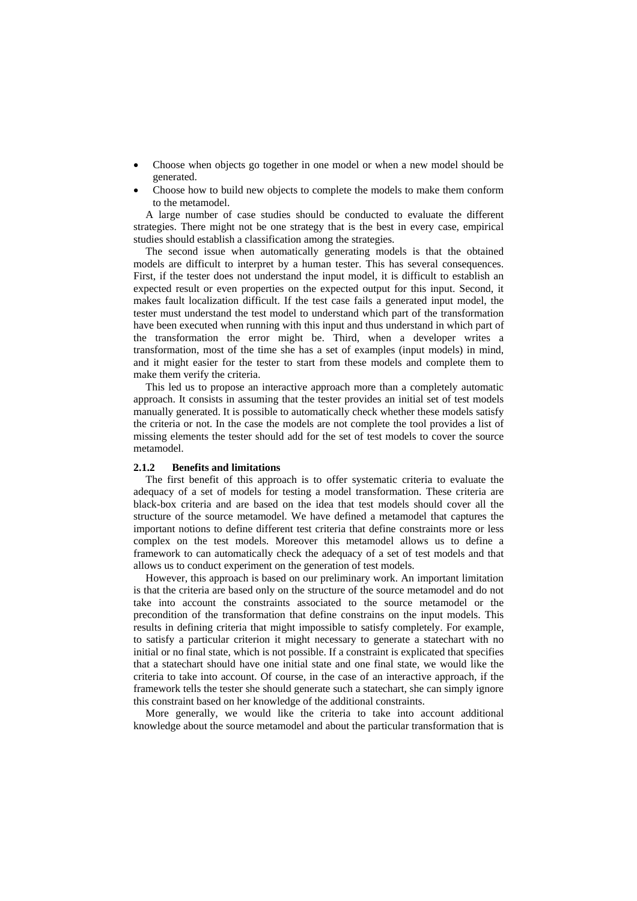- Choose when objects go together in one model or when a new model should be generated.
- Choose how to build new objects to complete the models to make them conform to the metamodel.

A large number of case studies should be conducted to evaluate the different strategies. There might not be one strategy that is the best in every case, empirical studies should establish a classification among the strategies.

The second issue when automatically generating models is that the obtained models are difficult to interpret by a human tester. This has several consequences. First, if the tester does not understand the input model, it is difficult to establish an expected result or even properties on the expected output for this input. Second, it makes fault localization difficult. If the test case fails a generated input model, the tester must understand the test model to understand which part of the transformation have been executed when running with this input and thus understand in which part of the transformation the error might be. Third, when a developer writes a transformation, most of the time she has a set of examples (input models) in mind, and it might easier for the tester to start from these models and complete them to make them verify the criteria.

This led us to propose an interactive approach more than a completely automatic approach. It consists in assuming that the tester provides an initial set of test models manually generated. It is possible to automatically check whether these models satisfy the criteria or not. In the case the models are not complete the tool provides a list of missing elements the tester should add for the set of test models to cover the source metamodel.

### 2.1.2 Benefits and limitations

The first benefit of this approach is to offer systematic criteria to evaluate the adequacy of a set of models for testing a model transformation. These criteria are black-box criteria and are based on the idea that test models should cover all the structure of the source metamodel. We have defined a metamodel that captures the important notions to define different test criteria that define constraints more or less complex on the test models. Moreover this metamodel allows us to define a framework to can automatically check the adequacy of a set of test models and that allows us to conduct experiment on the generation of test models.

However, this approach is based on our preliminary work. An important limitation is that the criteria are based only on the structure of the source metamodel and do not take into account the constraints associated to the source metamodel or the precondition of the transformation that define constrains on the input models. This results in defining criteria that might impossible to satisfy completely. For example, to satisfy a particular criterion it might necessary to generate a statechart with no initial or no final state, which is not possible. If a constraint is explicated that specifies that a statechart should have one initial state and one final state, we would like the criteria to take into account. Of course, in the case of an interactive approach, if the framework tells the tester she should generate such a statechart, she can simply ignore this constraint based on her knowledge of the additional constraints.

More generally, we would like the criteria to take into account additional knowledge about the source metamodel and about the particular transformation that is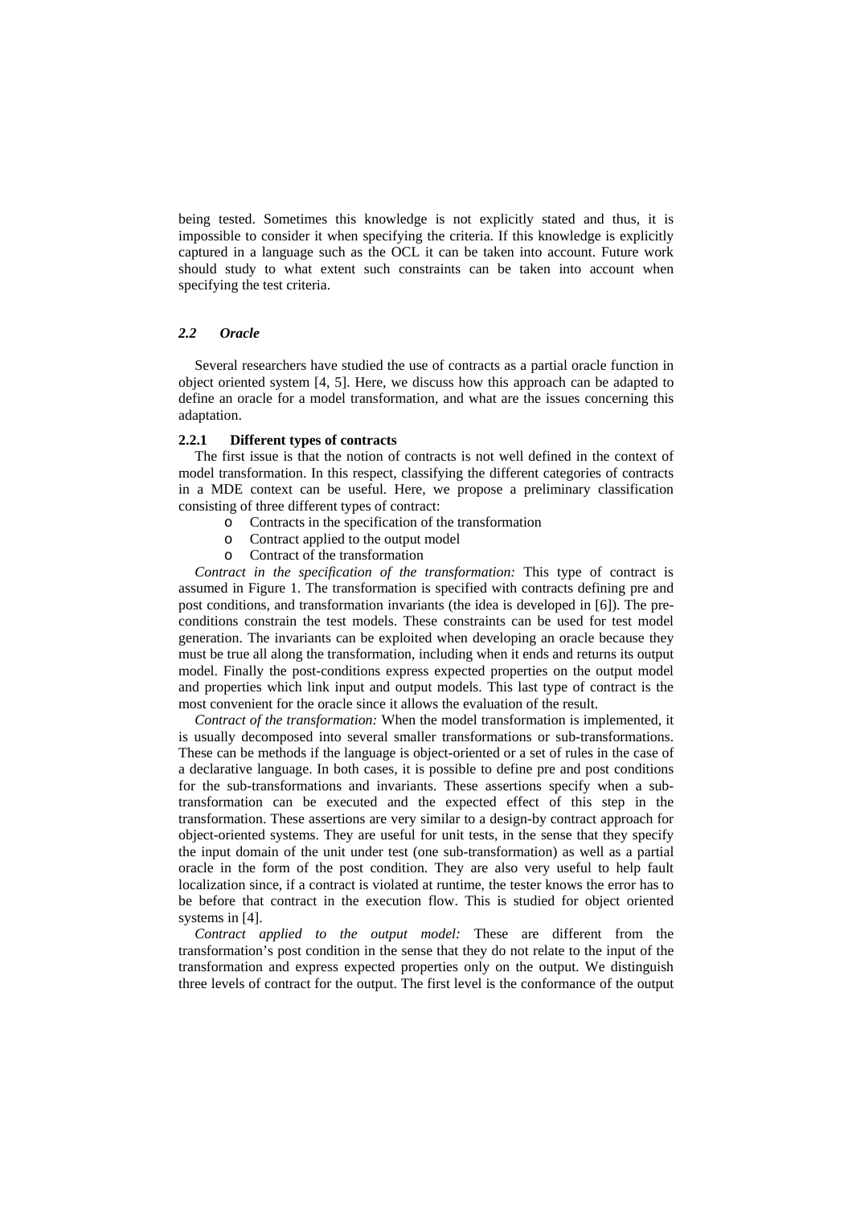being tested. Sometimes this knowledge is not explicitly stated and thus, it is impossible to consider it when specifying the criteria. If this knowledge is explicitly captured in a language such as the OCL it can be taken into account. Future work should study to what extent such constraints can be taken into account when specifying the test criteria.

### *2.2 Oracle*

Several researchers have studied the use of contracts as a partial oracle function in object oriented system [4, 5]. Here, we discuss how this approach can be adapted to define an oracle for a model transformation, and what are the issues concerning this adaptation.

#### **2.2.1 Different types of contracts**

The first issue is that the notion of contracts is not well defined in the context of model transformation. In this respect, classifying the different categories of contracts in a MDE context can be useful. Here, we propose a preliminary classification consisting of three different types of contract:

- Contracts in the specification of the transformation
- Contract applied to the output model
- Contract of the transformation

*Contract in the specification of the transformation:* This type of contract is assumed in Figure 1. The transformation is specified with contracts defining pre and post conditions, and transformation invariants (the idea is developed in [6]). The pre-conditions constrain the test models. These constraints can be used for test model generation. The invariants can be exploited when developing an oracle because they must be true all along the transformation, including when it ends and returns its output model. Finally the post-conditions express expected properties on the output model and properties which link input and output models. This last type of contract is the most convenient for the oracle since it allows the evaluation of the result.

*Contract of the transformation:* When the model transformation is implemented, it is usually decomposed into several smaller transformations or sub-transformations. These can be methods if the language is object-oriented or a set of rules in the case of a declarative language. In both cases, it is possible to define pre and post conditions for the sub-transformations and invariants. These assertions specify when a sub-transformation can be executed and the expected effect of this step in the transformation. These assertions are very similar to a design-by contract approach for object-oriented systems. They are useful for unit tests, in the sense that they specify the input domain of the unit under test (one sub-transformation) as well as a partial oracle in the form of the post condition. They are also very useful to help fault localization since, if a contract is violated at runtime, the tester knows the error has to be before that contract in the execution flow. This is studied for object oriented systems in [4].

*Contract applied to the output model:* These are different from the transformation's post condition in the sense that they do not relate to the input of the transformation and express expected properties only on the output. We distinguish three levels of contract for the output. The first level is the conformance of the output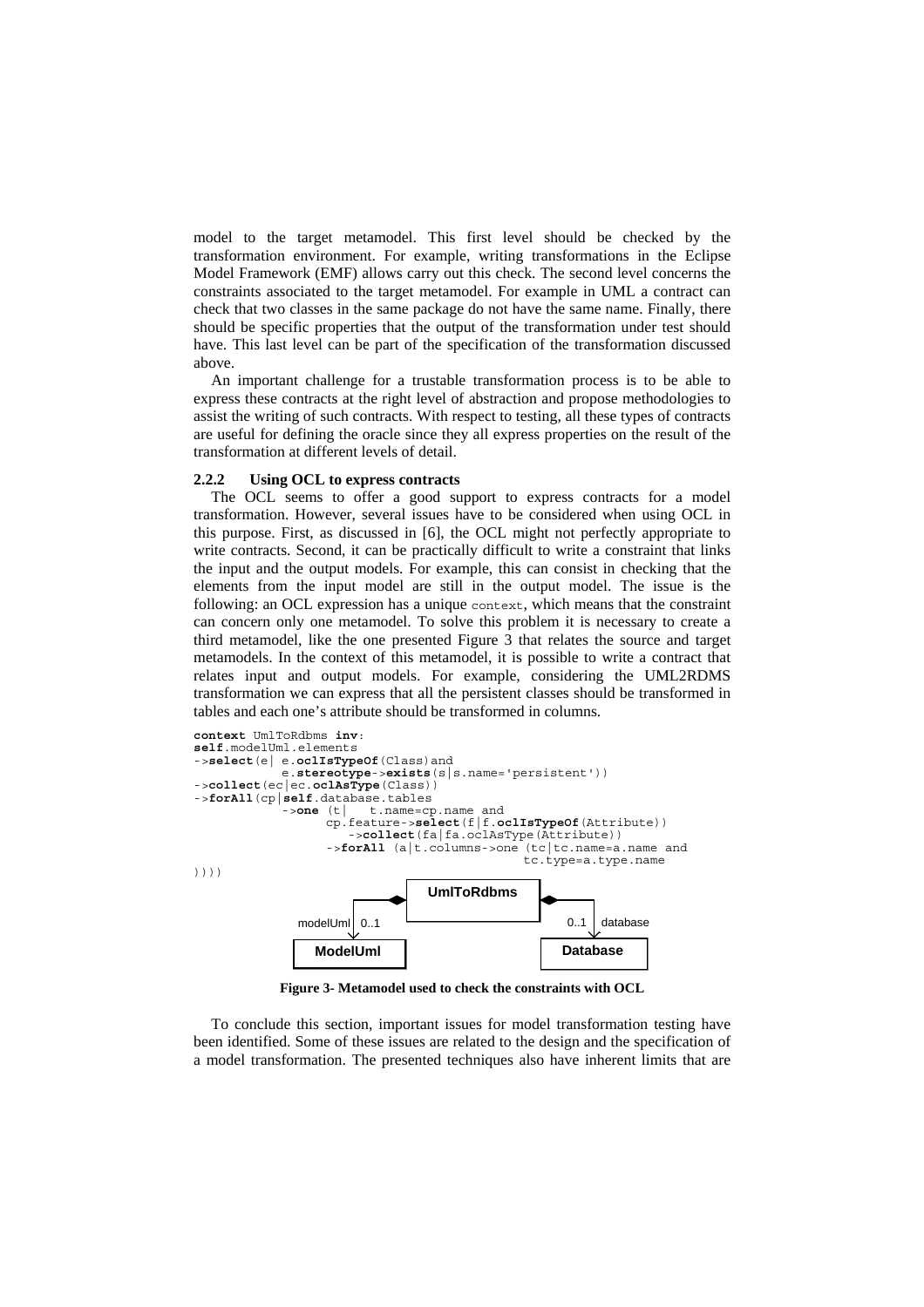model to the target metamodel. This first level should be checked by the transformation environment. For example, writing transformations in the Eclipse Model Framework (EMF) allows carry out this check. The second level concerns the constraints associated to the target metamodel. For example in UML a contract can check that two classes in the same package do not have the same name. Finally, there should be specific properties that the output of the transformation under test should have. This last level can be part of the specification of the transformation discussed above.

An important challenge for a trustable transformation process is to be able to express these contracts at the right level of abstraction and propose methodologies to assist the writing of such contracts. With respect to testing, all these types of contracts are useful for defining the oracle since they all express properties on the result of the transformation at different levels of detail.

### 2.2.2 Using OCL to express contracts

The OCL seems to offer a good support to express contracts for a model transformation. However, several issues have to be considered when using OCL in this purpose. First, as discussed in [6], the OCL might not perfectly appropriate to write contracts. Second, it can be practically difficult to write a constraint that links the input and the output models. For example, this can consist in checking that the elements from the input model are still in the output model. The issue is the following: an OCL expression has a unique `context`, which means that the constraint can concern only one metamodel. To solve this problem it is necessary to create a third metamodel, like the one presented Figure 3 that relates the source and target metamodels. In the context of this metamodel, it is possible to write a contract that relates input and output models. For example, considering the UML2RDMS transformation we can express that all the persistent classes should be transformed in tables and each one's attribute should be transformed in columns.

```
context UmlToRdbms inv:
self.modelUml.elements
->select(e| e.oclIsTypeOf(Class)and
            e.stereotype->exists(s|s.name='persistent'))
->collect(ec|ec.oclAsType(Class))
->forAll(cp|self.database.tables
            ->one (t|   t.name=cp.name and
                  cp.feature->select(f|f.oclIsTypeOf(Attribute))
                     ->collect(fa|fa.oclAsType(Attribute))
                  ->forAll (a|t.columns->one (tc|tc.name=a.name and
                                               tc.type=a.type.name
))))
```

**Figure 3- Metamodel used to check the constraints with OCL**

To conclude this section, important issues for model transformation testing have been identified. Some of these issues are related to the design and the specification of a model transformation. The presented techniques also have inherent limits that are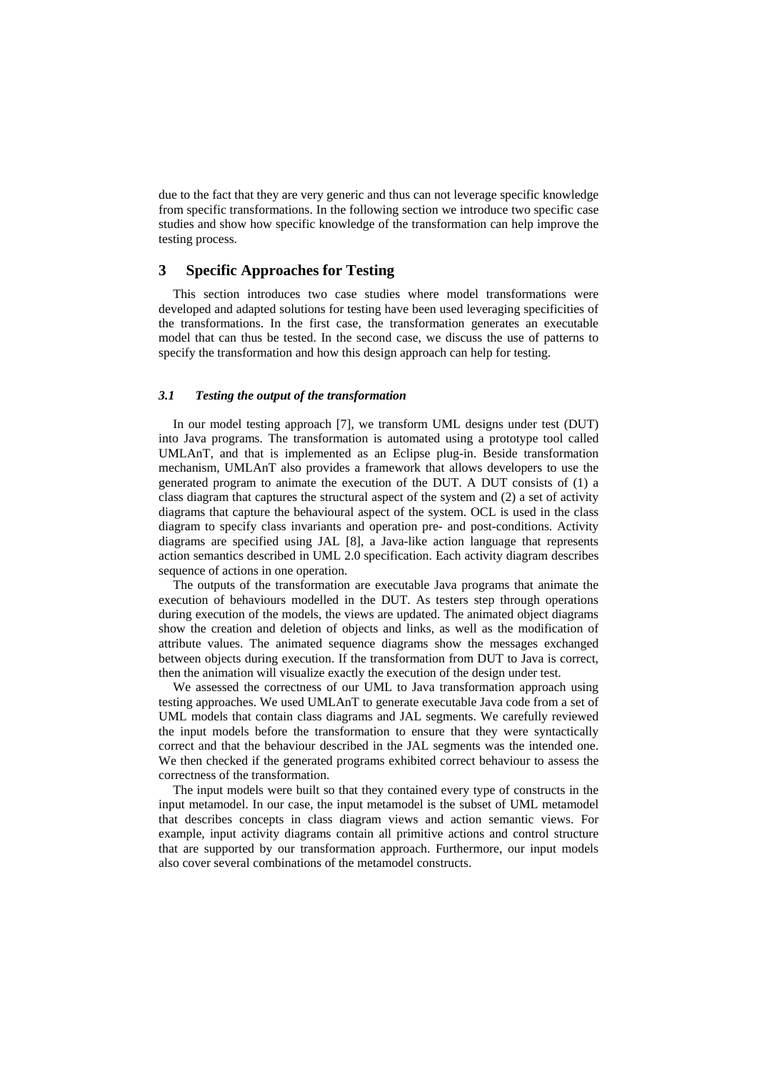due to the fact that they are very generic and thus can not leverage specific knowledge from specific transformations. In the following section we introduce two specific case studies and show how specific knowledge of the transformation can help improve the testing process.

## 3 Specific Approaches for Testing

This section introduces two case studies where model transformations were developed and adapted solutions for testing have been used leveraging specificities of the transformations. In the first case, the transformation generates an executable model that can thus be tested. In the second case, we discuss the use of patterns to specify the transformation and how this design approach can help for testing.

### *3.1 Testing the output of the transformation*

In our model testing approach [7], we transform UML designs under test (DUT) into Java programs. The transformation is automated using a prototype tool called UMLAnT, and that is implemented as an Eclipse plug-in. Beside transformation mechanism, UMLAnT also provides a framework that allows developers to use the generated program to animate the execution of the DUT. A DUT consists of (1) a class diagram that captures the structural aspect of the system and (2) a set of activity diagrams that capture the behavioural aspect of the system. OCL is used in the class diagram to specify class invariants and operation pre- and post-conditions. Activity diagrams are specified using JAL [8], a Java-like action language that represents action semantics described in UML 2.0 specification. Each activity diagram describes sequence of actions in one operation.

The outputs of the transformation are executable Java programs that animate the execution of behaviours modelled in the DUT. As testers step through operations during execution of the models, the views are updated. The animated object diagrams show the creation and deletion of objects and links, as well as the modification of attribute values. The animated sequence diagrams show the messages exchanged between objects during execution. If the transformation from DUT to Java is correct, then the animation will visualize exactly the execution of the design under test.

We assessed the correctness of our UML to Java transformation approach using testing approaches. We used UMLAnT to generate executable Java code from a set of UML models that contain class diagrams and JAL segments. We carefully reviewed the input models before the transformation to ensure that they were syntactically correct and that the behaviour described in the JAL segments was the intended one. We then checked if the generated programs exhibited correct behaviour to assess the correctness of the transformation.

The input models were built so that they contained every type of constructs in the input metamodel. In our case, the input metamodel is the subset of UML metamodel that describes concepts in class diagram views and action semantic views. For example, input activity diagrams contain all primitive actions and control structure that are supported by our transformation approach. Furthermore, our input models also cover several combinations of the metamodel constructs.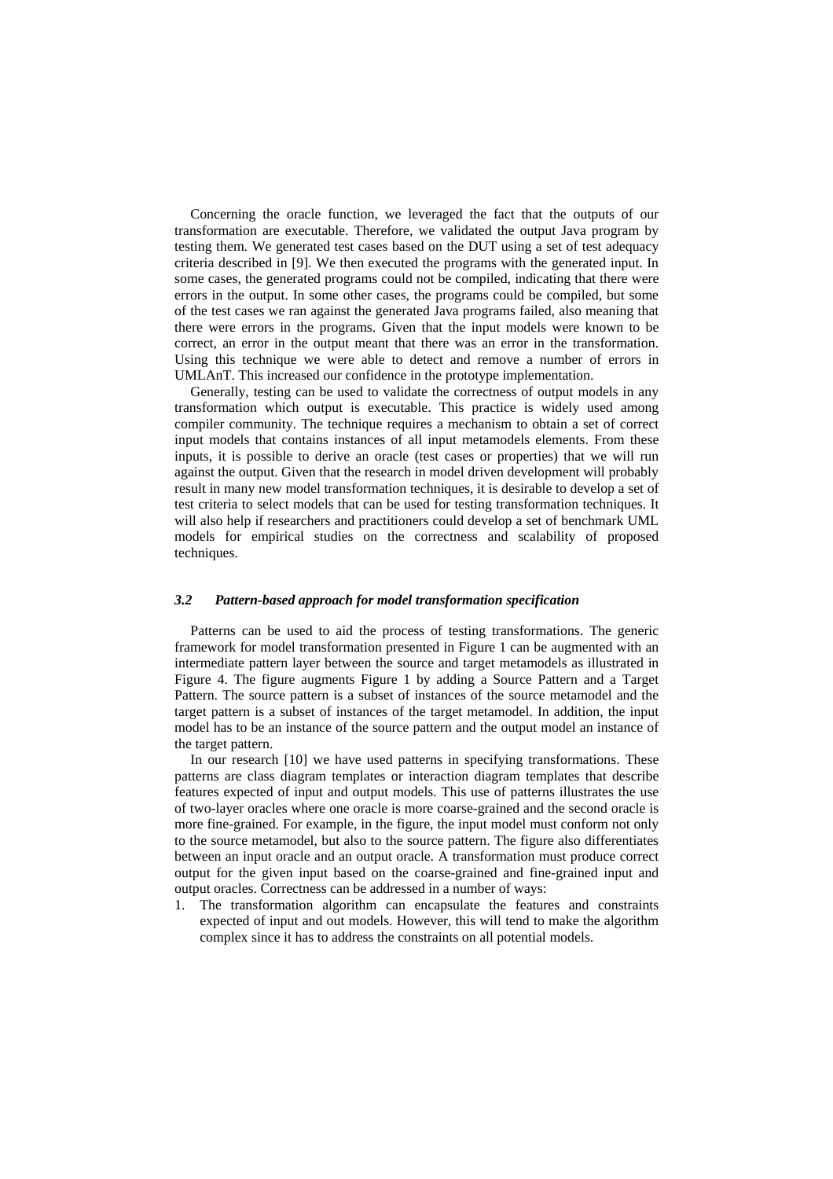Concerning the oracle function, we leveraged the fact that the outputs of our transformation are executable. Therefore, we validated the output Java program by testing them. We generated test cases based on the DUT using a set of test adequacy criteria described in [9]. We then executed the programs with the generated input. In some cases, the generated programs could not be compiled, indicating that there were errors in the output. In some other cases, the programs could be compiled, but some of the test cases we ran against the generated Java programs failed, also meaning that there were errors in the programs. Given that the input models were known to be correct, an error in the output meant that there was an error in the transformation. Using this technique we were able to detect and remove a number of errors in UMLAnT. This increased our confidence in the prototype implementation.

Generally, testing can be used to validate the correctness of output models in any transformation which output is executable. This practice is widely used among compiler community. The technique requires a mechanism to obtain a set of correct input models that contains instances of all input metamodels elements. From these inputs, it is possible to derive an oracle (test cases or properties) that we will run against the output. Given that the research in model driven development will probably result in many new model transformation techniques, it is desirable to develop a set of test criteria to select models that can be used for testing transformation techniques. It will also help if researchers and practitioners could develop a set of benchmark UML models for empirical studies on the correctness and scalability of proposed techniques.

### *3.2 Pattern-based approach for model transformation specification*

Patterns can be used to aid the process of testing transformations. The generic framework for model transformation presented in Figure 1 can be augmented with an intermediate pattern layer between the source and target metamodels as illustrated in Figure 4. The figure augments Figure 1 by adding a Source Pattern and a Target Pattern. The source pattern is a subset of instances of the source metamodel and the target pattern is a subset of instances of the target metamodel. In addition, the input model has to be an instance of the source pattern and the output model an instance of the target pattern.

In our research [10] we have used patterns in specifying transformations. These patterns are class diagram templates or interaction diagram templates that describe features expected of input and output models. This use of patterns illustrates the use of two-layer oracles where one oracle is more coarse-grained and the second oracle is more fine-grained. For example, in the figure, the input model must conform not only to the source metamodel, but also to the source pattern. The figure also differentiates between an input oracle and an output oracle. A transformation must produce correct output for the given input based on the coarse-grained and fine-grained input and output oracles. Correctness can be addressed in a number of ways:

1. The transformation algorithm can encapsulate the features and constraints expected of input and out models. However, this will tend to make the algorithm complex since it has to address the constraints on all potential models.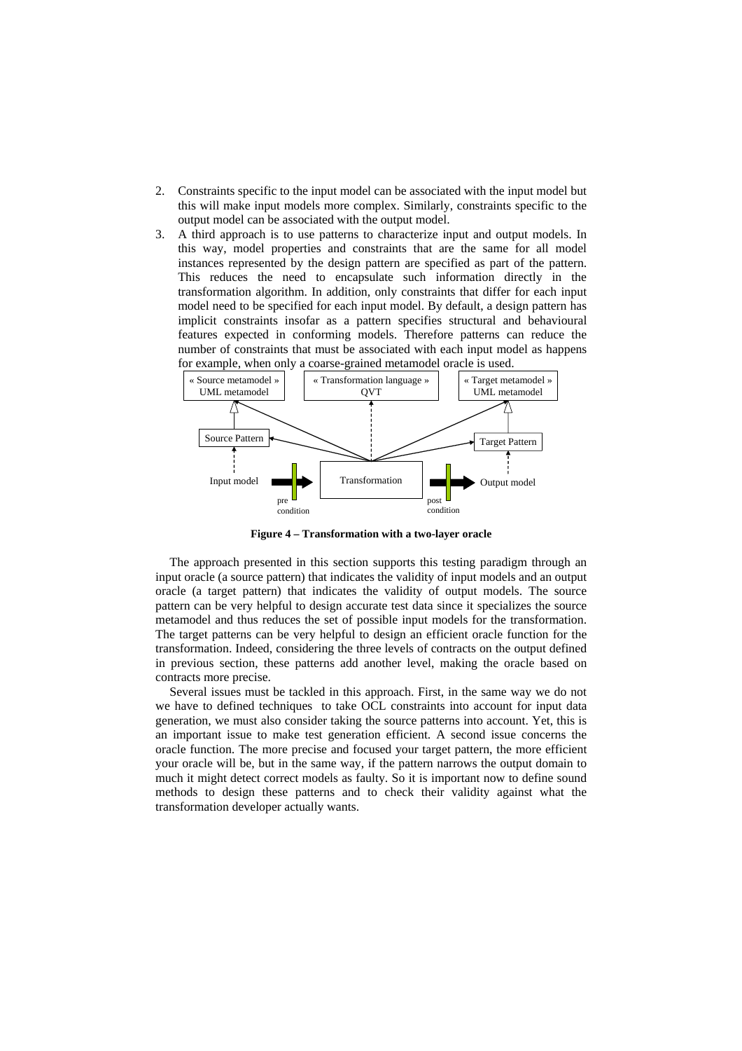2. Constraints specific to the input model can be associated with the input model but this will make input models more complex. Similarly, constraints specific to the output model can be associated with the output model.
3. A third approach is to use patterns to characterize input and output models. In this way, model properties and constraints that are the same for all model instances represented by the design pattern are specified as part of the pattern. This reduces the need to encapsulate such information directly in the transformation algorithm. In addition, only constraints that differ for each input model need to be specified for each input model. By default, a design pattern has implicit constraints insofar as a pattern specifies structural and behavioural features expected in conforming models. Therefore patterns can reduce the number of constraints that must be associated with each input model as happens for example, when only a coarse-grained metamodel oracle is used.

**Figure 4 – Transformation with a two-layer oracle**

The approach presented in this section supports this testing paradigm through an input oracle (a source pattern) that indicates the validity of input models and an output oracle (a target pattern) that indicates the validity of output models. The source pattern can be very helpful to design accurate test data since it specializes the source metamodel and thus reduces the set of possible input models for the transformation. The target patterns can be very helpful to design an efficient oracle function for the transformation. Indeed, considering the three levels of contracts on the output defined in previous section, these patterns add another level, making the oracle based on contracts more precise.

Several issues must be tackled in this approach. First, in the same way we do not we have to defined techniques to take OCL constraints into account for input data generation, we must also consider taking the source patterns into account. Yet, this is an important issue to make test generation efficient. A second issue concerns the oracle function. The more precise and focused your target pattern, the more efficient your oracle will be, but in the same way, if the pattern narrows the output domain to much it might detect correct models as faulty. So it is important now to define sound methods to design these patterns and to check their validity against what the transformation developer actually wants.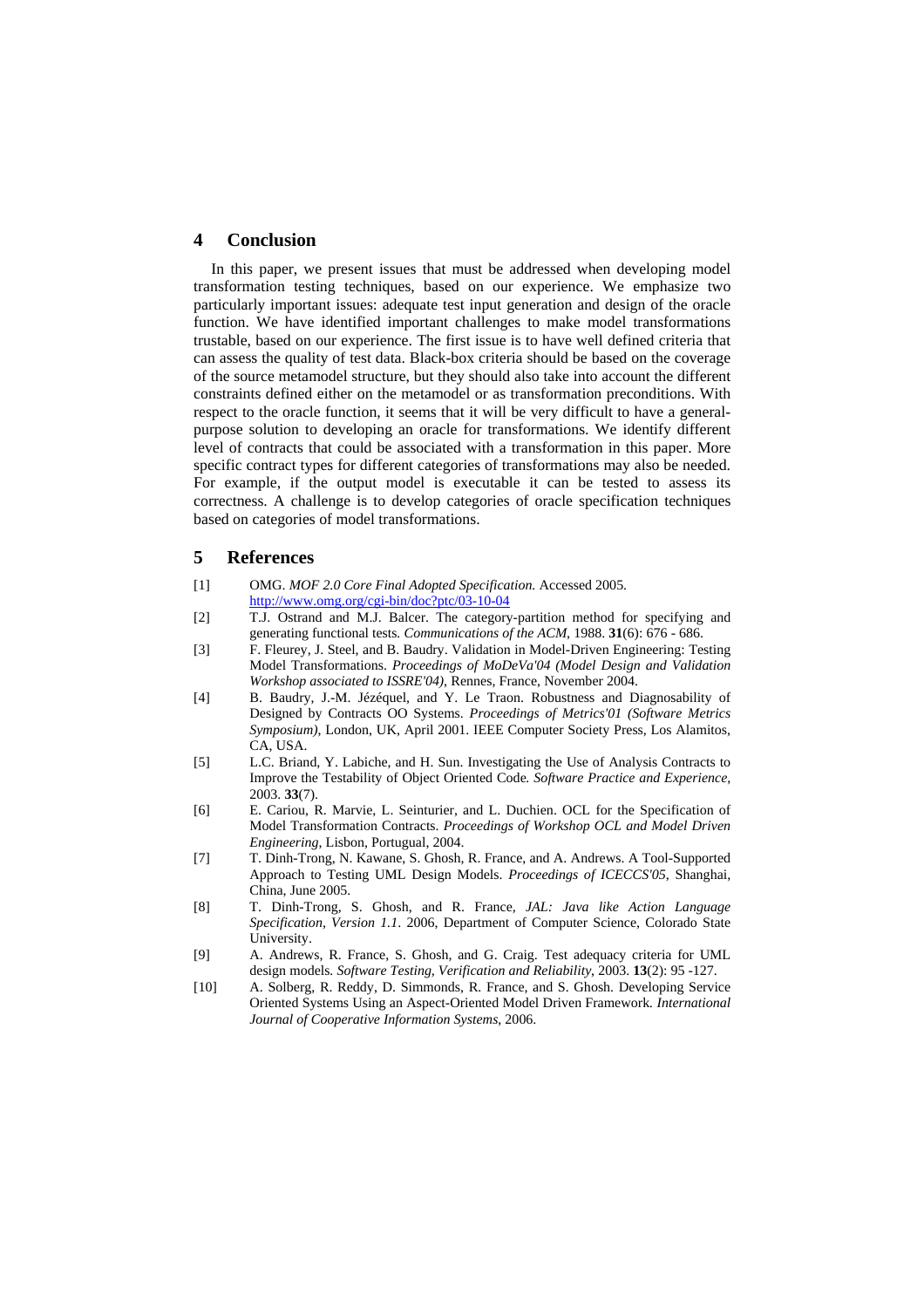## 4 Conclusion

In this paper, we present issues that must be addressed when developing model transformation testing techniques, based on our experience. We emphasize two particularly important issues: adequate test input generation and design of the oracle function. We have identified important challenges to make model transformations trustable, based on our experience. The first issue is to have well defined criteria that can assess the quality of test data. Black-box criteria should be based on the coverage of the source metamodel structure, but they should also take into account the different constraints defined either on the metamodel or as transformation preconditions. With respect to the oracle function, it seems that it will be very difficult to have a general-purpose solution to developing an oracle for transformations. We identify different level of contracts that could be associated with a transformation in this paper. More specific contract types for different categories of transformations may also be needed. For example, if the output model is executable it can be tested to assess its correctness. A challenge is to develop categories of oracle specification techniques based on categories of model transformations.

## 5 References

[1] OMG. *MOF 2.0 Core Final Adopted Specification.* Accessed 2005. http://www.omg.org/cgi-bin/doc?ptc/03-10-04

[2] T.J. Ostrand and M.J. Balcer. The category-partition method for specifying and generating functional tests. *Communications of the ACM*, 1988. **31**(6): 676 - 686.

[3] F. Fleurey, J. Steel, and B. Baudry. Validation in Model-Driven Engineering: Testing Model Transformations. *Proceedings of MoDeVa'04 (Model Design and Validation Workshop associated to ISSRE'04)*, Rennes, France, November 2004.

[4] B. Baudry, J.-M. Jézéquel, and Y. Le Traon. Robustness and Diagnosability of Designed by Contracts OO Systems. *Proceedings of Metrics'01 (Software Metrics Symposium)*, London, UK, April 2001. IEEE Computer Society Press, Los Alamitos, CA, USA.

[5] L.C. Briand, Y. Labiche, and H. Sun. Investigating the Use of Analysis Contracts to Improve the Testability of Object Oriented Code. *Software Practice and Experience*, 2003. **33**(7).

[6] E. Cariou, R. Marvie, L. Seinturier, and L. Duchien. OCL for the Specification of Model Transformation Contracts. *Proceedings of Workshop OCL and Model Driven Engineering*, Lisbon, Portugal, 2004.

[7] T. Dinh-Trong, N. Kawane, S. Ghosh, R. France, and A. Andrews. A Tool-Supported Approach to Testing UML Design Models. *Proceedings of ICECCS'05*, Shanghai, China, June 2005.

[8] T. Dinh-Trong, S. Ghosh, and R. France, *JAL: Java like Action Language Specification, Version 1.1*. 2006, Department of Computer Science, Colorado State University.

[9] A. Andrews, R. France, S. Ghosh, and G. Craig. Test adequacy criteria for UML design models. *Software Testing, Verification and Reliability*, 2003. **13**(2): 95 -127.

[10] A. Solberg, R. Reddy, D. Simmonds, R. France, and S. Ghosh. Developing Service Oriented Systems Using an Aspect-Oriented Model Driven Framework. *International Journal of Cooperative Information Systems*, 2006.